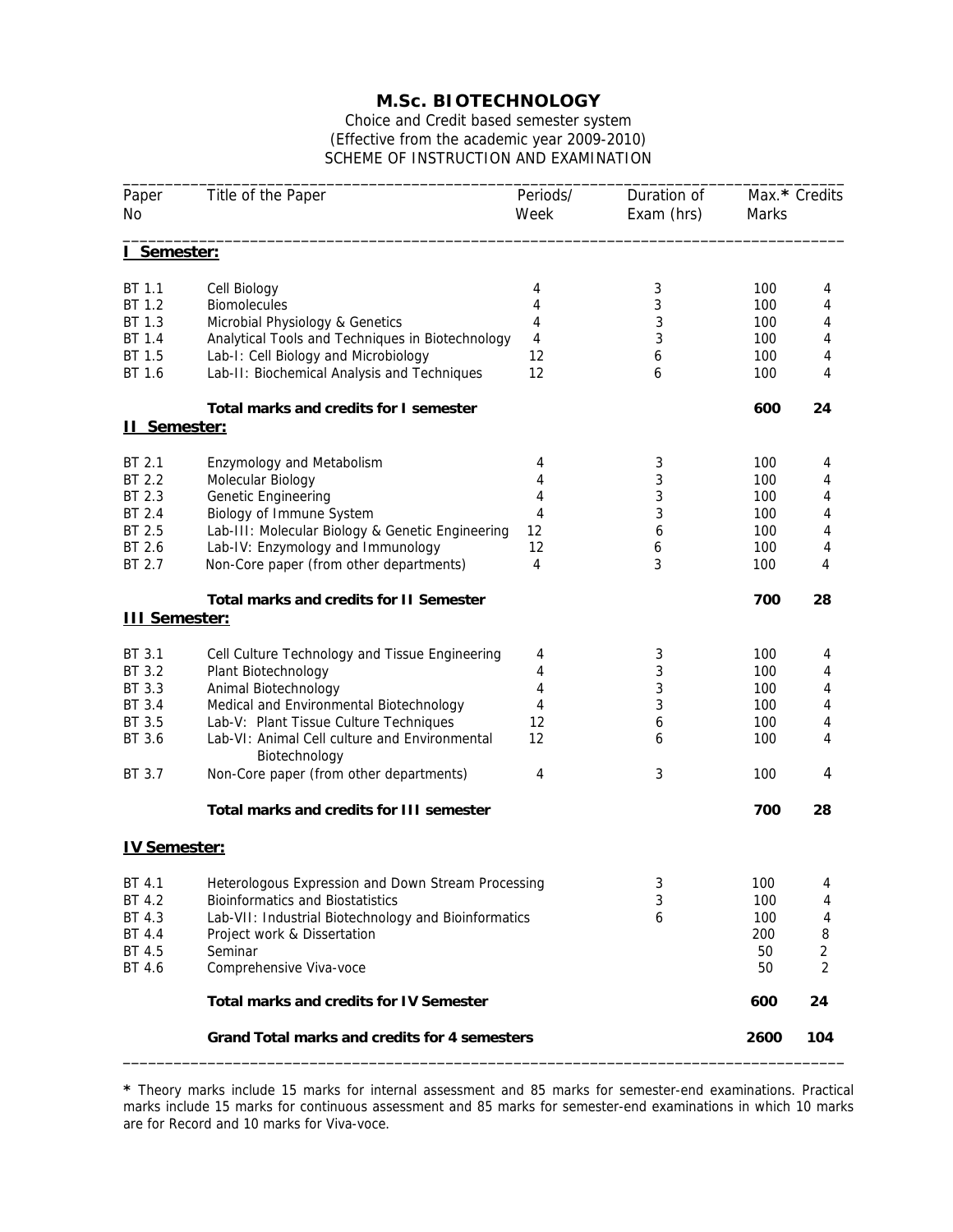# M.Sc. BIOTECHNOLOGY

Choice and Credit based semester system
(Effective from the academic year 2009-2010)
SCHEME OF INSTRUCTION AND EXAMINATION

| Paper No | Title of the Paper | Periods/ Week | Duration of Exam (hrs) | Max.* Marks | Credits |
|---|---|---|---|---|---|
| **I Semester:** | | | | | |
| BT 1.1 | Cell Biology | 4 | 3 | 100 | 4 |
| BT 1.2 | Biomolecules | 4 | 3 | 100 | 4 |
| BT 1.3 | Microbial Physiology & Genetics | 4 | 3 | 100 | 4 |
| BT 1.4 | Analytical Tools and Techniques in Biotechnology | 4 | 3 | 100 | 4 |
| BT 1.5 | Lab-I: Cell Biology and Microbiology | 12 | 6 | 100 | 4 |
| BT 1.6 | Lab-II: Biochemical Analysis and Techniques | 12 | 6 | 100 | 4 |
| | **Total marks and credits for I semester** | | | **600** | **24** |
| **II Semester:** | | | | | |
| BT 2.1 | Enzymology and Metabolism | 4 | 3 | 100 | 4 |
| BT 2.2 | Molecular Biology | 4 | 3 | 100 | 4 |
| BT 2.3 | Genetic Engineering | 4 | 3 | 100 | 4 |
| BT 2.4 | Biology of Immune System | 4 | 3 | 100 | 4 |
| BT 2.5 | Lab-III: Molecular Biology & Genetic Engineering | 12 | 6 | 100 | 4 |
| BT 2.6 | Lab-IV: Enzymology and Immunology | 12 | 6 | 100 | 4 |
| BT 2.7 | Non-Core paper (from other departments) | 4 | 3 | 100 | 4 |
| | **Total marks and credits for II Semester** | | | **700** | **28** |
| **III Semester:** | | | | | |
| BT 3.1 | Cell Culture Technology and Tissue Engineering | 4 | 3 | 100 | 4 |
| BT 3.2 | Plant Biotechnology | 4 | 3 | 100 | 4 |
| BT 3.3 | Animal Biotechnology | 4 | 3 | 100 | 4 |
| BT 3.4 | Medical and Environmental Biotechnology | 4 | 3 | 100 | 4 |
| BT 3.5 | Lab-V: Plant Tissue Culture Techniques | 12 | 6 | 100 | 4 |
| BT 3.6 | Lab-VI: Animal Cell culture and Environmental Biotechnology | 12 | 6 | 100 | 4 |
| BT 3.7 | Non-Core paper (from other departments) | 4 | 3 | 100 | 4 |
| | **Total marks and credits for III semester** | | | **700** | **28** |
| **IV Semester:** | | | | | |
| BT 4.1 | Heterologous Expression and Down Stream Processing | | 3 | 100 | 4 |
| BT 4.2 | Bioinformatics and Biostatistics | | 3 | 100 | 4 |
| BT 4.3 | Lab-VII: Industrial Biotechnology and Bioinformatics | | 6 | 100 | 4 |
| BT 4.4 | Project work & Dissertation | | | 200 | 8 |
| BT 4.5 | Seminar | | | 50 | 2 |
| BT 4.6 | Comprehensive Viva-voce | | | 50 | 2 |
| | **Total marks and credits for IV Semester** | | | **600** | **24** |
| | **Grand Total marks and credits for 4 semesters** | | | **2600** | **104** |

**\*** Theory marks include 15 marks for internal assessment and 85 marks for semester-end examinations. Practical marks include 15 marks for continuous assessment and 85 marks for semester-end examinations in which 10 marks are for Record and 10 marks for Viva-voce.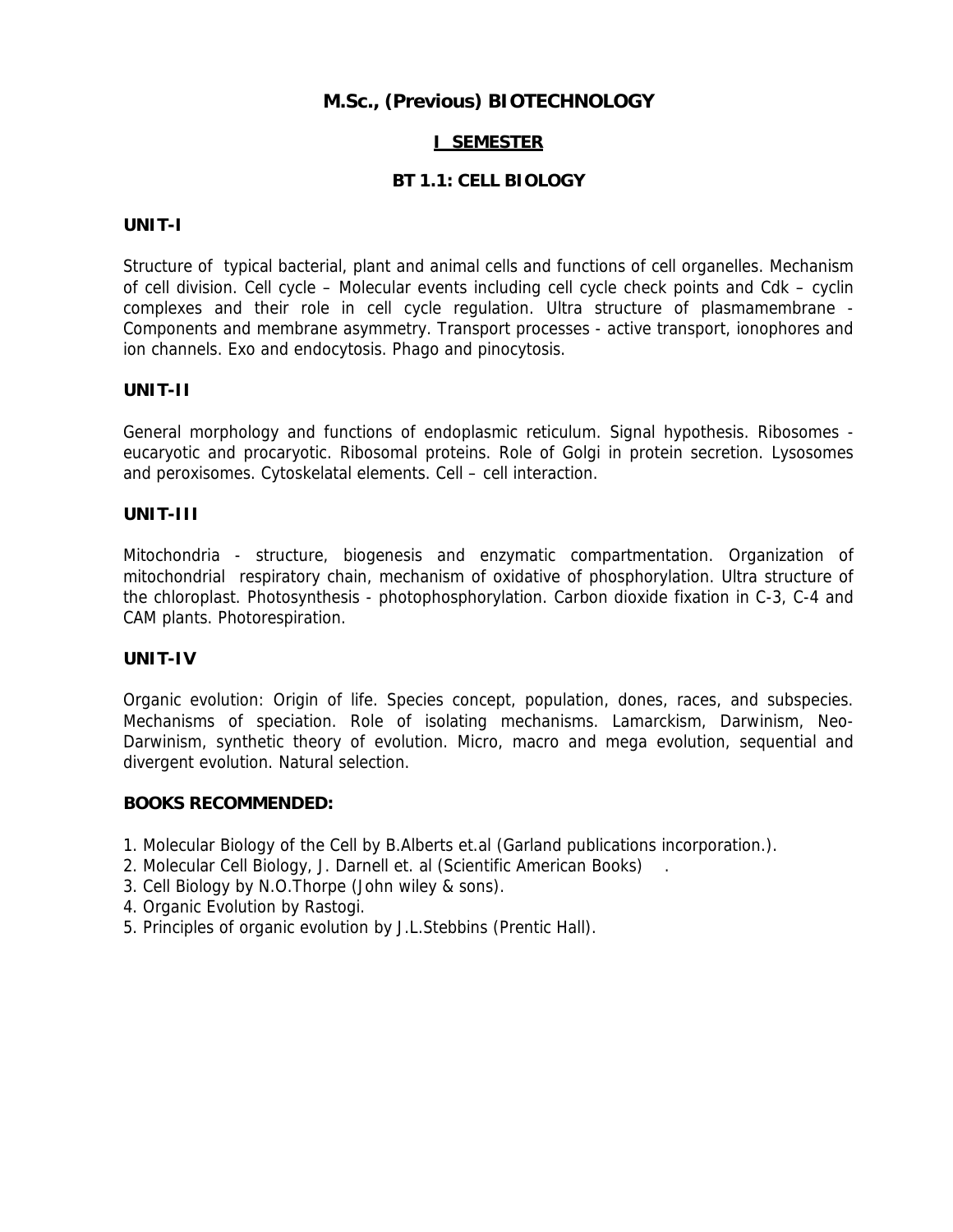# M.Sc., (Previous) BIOTECHNOLOGY

## I SEMESTER

### BT 1.1: CELL BIOLOGY

**UNIT-I**

Structure of typical bacterial, plant and animal cells and functions of cell organelles. Mechanism of cell division. Cell cycle – Molecular events including cell cycle check points and Cdk – cyclin complexes and their role in cell cycle regulation. Ultra structure of plasmamembrane - Components and membrane asymmetry. Transport processes - active transport, ionophores and ion channels. Exo and endocytosis. Phago and pinocytosis.

**UNIT-II**

General morphology and functions of endoplasmic reticulum. Signal hypothesis. Ribosomes - eucaryotic and procaryotic. Ribosomal proteins. Role of Golgi in protein secretion. Lysosomes and peroxisomes. Cytoskelatal elements. Cell – cell interaction.

**UNIT-III**

Mitochondria - structure, biogenesis and enzymatic compartmentation. Organization of mitochondrial respiratory chain, mechanism of oxidative of phosphorylation. Ultra structure of the chloroplast. Photosynthesis - photophosphorylation. Carbon dioxide fixation in C-3, C-4 and CAM plants. Photorespiration.

**UNIT-IV**

Organic evolution: Origin of life. Species concept, population, dones, races, and subspecies. Mechanisms of speciation. Role of isolating mechanisms. Lamarckism, Darwinism, Neo-Darwinism, synthetic theory of evolution. Micro, macro and mega evolution, sequential and divergent evolution. Natural selection.

**BOOKS RECOMMENDED:**

1. Molecular Biology of the Cell by B.Alberts et.al (Garland publications incorporation.).
2. Molecular Cell Biology, J. Darnell et. al (Scientific American Books) .
3. Cell Biology by N.O.Thorpe (John wiley & sons).
4. Organic Evolution by Rastogi.
5. Principles of organic evolution by J.L.Stebbins (Prentic Hall).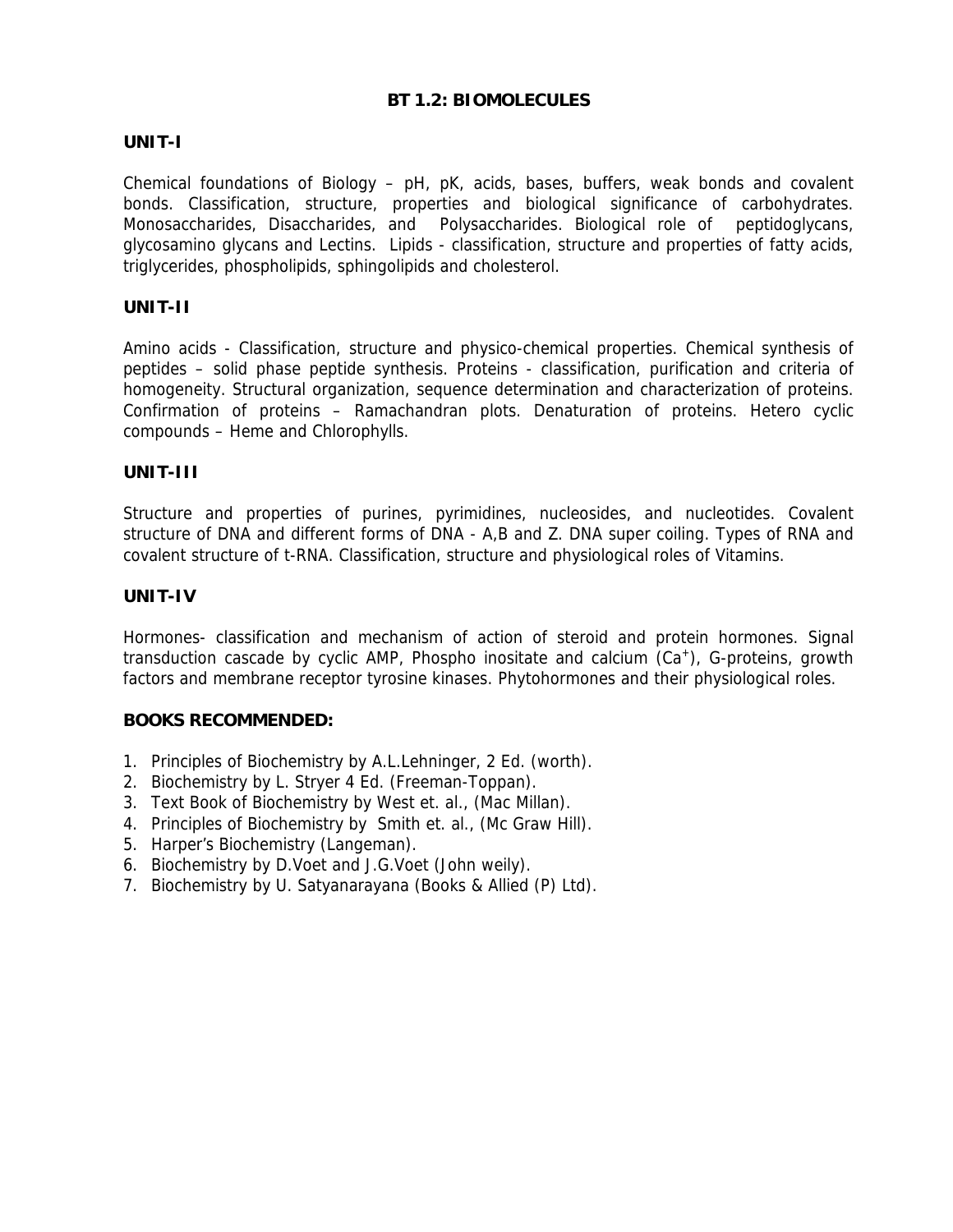# BT 1.2: BIOMOLECULES

## UNIT-I

Chemical foundations of Biology – pH, pK, acids, bases, buffers, weak bonds and covalent bonds. Classification, structure, properties and biological significance of carbohydrates. Monosaccharides, Disaccharides, and Polysaccharides. Biological role of peptidoglycans, glycosamino glycans and Lectins. Lipids - classification, structure and properties of fatty acids, triglycerides, phospholipids, sphingolipids and cholesterol.

## UNIT-II

Amino acids - Classification, structure and physico-chemical properties. Chemical synthesis of peptides – solid phase peptide synthesis. Proteins - classification, purification and criteria of homogeneity. Structural organization, sequence determination and characterization of proteins. Confirmation of proteins – Ramachandran plots. Denaturation of proteins. Hetero cyclic compounds – Heme and Chlorophylls.

## UNIT-III

Structure and properties of purines, pyrimidines, nucleosides, and nucleotides. Covalent structure of DNA and different forms of DNA - A,B and Z. DNA super coiling. Types of RNA and covalent structure of t-RNA. Classification, structure and physiological roles of Vitamins.

## UNIT-IV

Hormones- classification and mechanism of action of steroid and protein hormones. Signal transduction cascade by cyclic AMP, Phospho inositate and calcium ($Ca^{+}$), G-proteins, growth factors and membrane receptor tyrosine kinases. Phytohormones and their physiological roles.

## BOOKS RECOMMENDED:

1. Principles of Biochemistry by A.L.Lehninger, 2 Ed. (worth).
2. Biochemistry by L. Stryer 4 Ed. (Freeman-Toppan).
3. Text Book of Biochemistry by West et. al., (Mac Millan).
4. Principles of Biochemistry by Smith et. al., (Mc Graw Hill).
5. Harper's Biochemistry (Langeman).
6. Biochemistry by D.Voet and J.G.Voet (John weily).
7. Biochemistry by U. Satyanarayana (Books & Allied (P) Ltd).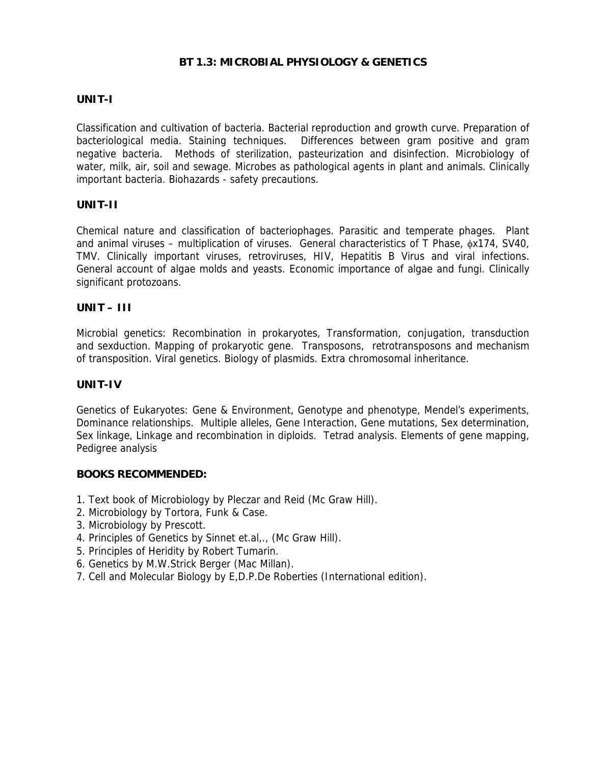# BT 1.3: MICROBIAL PHYSIOLOGY & GENETICS

## UNIT-I

Classification and cultivation of bacteria. Bacterial reproduction and growth curve. Preparation of bacteriological media. Staining techniques. Differences between gram positive and gram negative bacteria. Methods of sterilization, pasteurization and disinfection. Microbiology of water, milk, air, soil and sewage. Microbes as pathological agents in plant and animals. Clinically important bacteria. Biohazards - safety precautions.

## UNIT-II

Chemical nature and classification of bacteriophages. Parasitic and temperate phages. Plant and animal viruses – multiplication of viruses. General characteristics of T Phase, $\phi$x174, SV40, TMV. Clinically important viruses, retroviruses, HIV, Hepatitis B Virus and viral infections. General account of algae molds and yeasts. Economic importance of algae and fungi. Clinically significant protozoans.

## UNIT – III

Microbial genetics: Recombination in prokaryotes, Transformation, conjugation, transduction and sexduction. Mapping of prokaryotic gene. Transposons, retrotransposons and mechanism of transposition. Viral genetics. Biology of plasmids. Extra chromosomal inheritance.

## UNIT-IV

Genetics of Eukaryotes: Gene & Environment, Genotype and phenotype, Mendel's experiments, Dominance relationships. Multiple alleles, Gene Interaction, Gene mutations, Sex determination, Sex linkage, Linkage and recombination in diploids. Tetrad analysis. Elements of gene mapping, Pedigree analysis

## BOOKS RECOMMENDED:

1. Text book of Microbiology by Pleczar and Reid (Mc Graw Hill).
2. Microbiology by Tortora, Funk & Case.
3. Microbiology by Prescott.
4. Principles of Genetics by Sinnet et.al,., (Mc Graw Hill).
5. Principles of Heridity by Robert Tumarin.
6. Genetics by M.W.Strick Berger (Mac Millan).
7. Cell and Molecular Biology by E,D.P.De Roberties (International edition).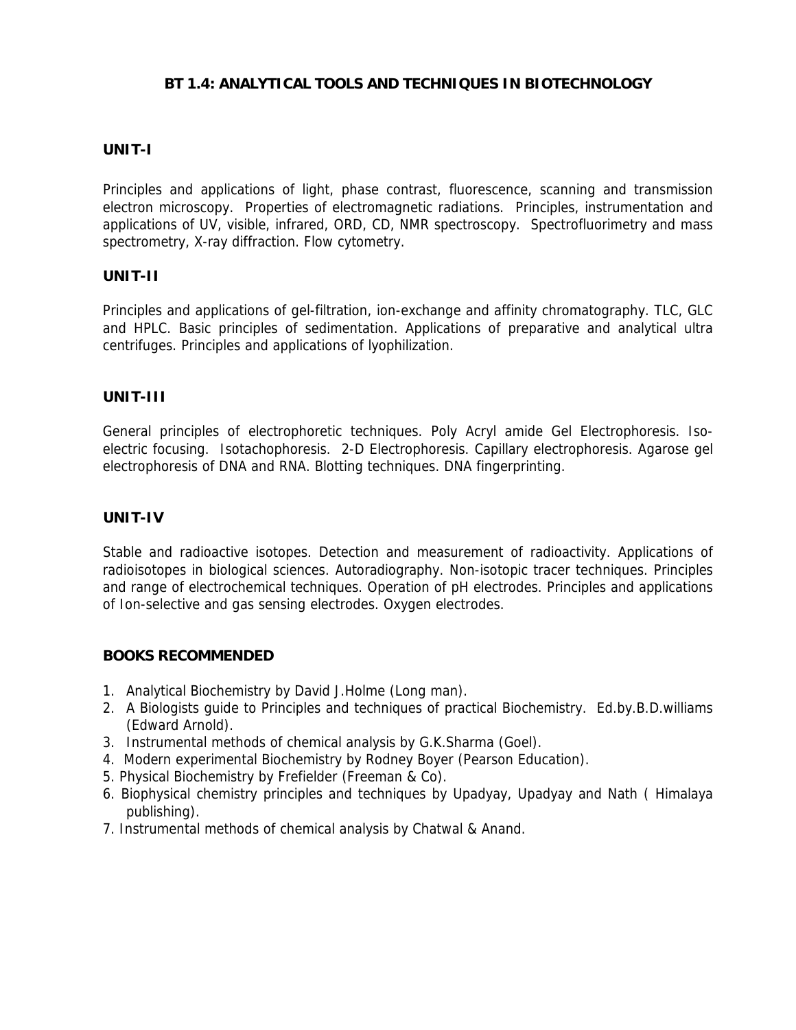# BT 1.4: ANALYTICAL TOOLS AND TECHNIQUES IN BIOTECHNOLOGY

## UNIT-I

Principles and applications of light, phase contrast, fluorescence, scanning and transmission electron microscopy. Properties of electromagnetic radiations. Principles, instrumentation and applications of UV, visible, infrared, ORD, CD, NMR spectroscopy. Spectrofluorimetry and mass spectrometry, X-ray diffraction. Flow cytometry.

## UNIT-II

Principles and applications of gel-filtration, ion-exchange and affinity chromatography. TLC, GLC and HPLC. Basic principles of sedimentation. Applications of preparative and analytical ultra centrifuges. Principles and applications of lyophilization.

## UNIT-III

General principles of electrophoretic techniques. Poly Acryl amide Gel Electrophoresis. Iso-electric focusing. Isotachophoresis. 2-D Electrophoresis. Capillary electrophoresis. Agarose gel electrophoresis of DNA and RNA. Blotting techniques. DNA fingerprinting.

## UNIT-IV

Stable and radioactive isotopes. Detection and measurement of radioactivity. Applications of radioisotopes in biological sciences. Autoradiography. Non-isotopic tracer techniques. Principles and range of electrochemical techniques. Operation of pH electrodes. Principles and applications of Ion-selective and gas sensing electrodes. Oxygen electrodes.

## BOOKS RECOMMENDED

1. Analytical Biochemistry by David J.Holme (Long man).
2. A Biologists guide to Principles and techniques of practical Biochemistry. Ed.by.B.D.williams (Edward Arnold).
3. Instrumental methods of chemical analysis by G.K.Sharma (Goel).
4. Modern experimental Biochemistry by Rodney Boyer (Pearson Education).
5. Physical Biochemistry by Frefielder (Freeman & Co).
6. Biophysical chemistry principles and techniques by Upadyay, Upadyay and Nath ( Himalaya publishing).
7. Instrumental methods of chemical analysis by Chatwal & Anand.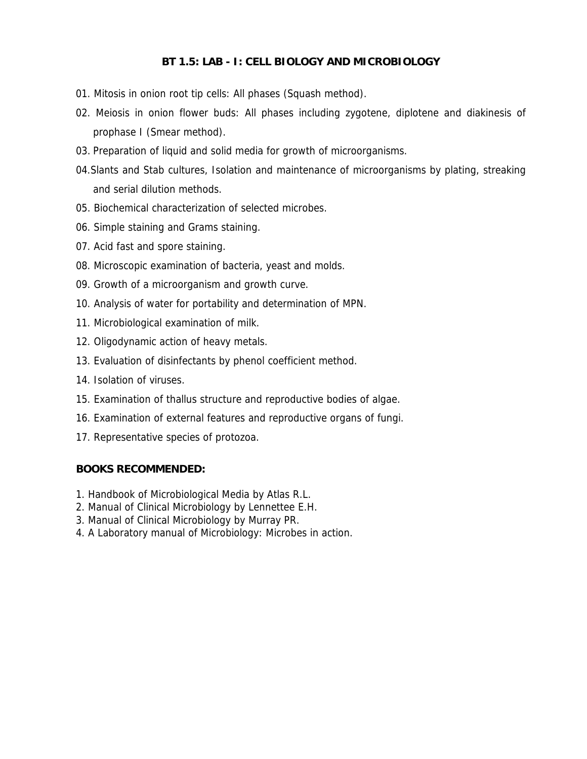## BT 1.5: LAB - I: CELL BIOLOGY AND MICROBIOLOGY

01. Mitosis in onion root tip cells: All phases (Squash method).
02. Meiosis in onion flower buds: All phases including zygotene, diplotene and diakinesis of prophase I (Smear method).
03. Preparation of liquid and solid media for growth of microorganisms.
04. Slants and Stab cultures, Isolation and maintenance of microorganisms by plating, streaking and serial dilution methods.
05. Biochemical characterization of selected microbes.
06. Simple staining and Grams staining.
07. Acid fast and spore staining.
08. Microscopic examination of bacteria, yeast and molds.
09. Growth of a microorganism and growth curve.
10. Analysis of water for portability and determination of MPN.
11. Microbiological examination of milk.
12. Oligodynamic action of heavy metals.
13. Evaluation of disinfectants by phenol coefficient method.
14. Isolation of viruses.
15. Examination of thallus structure and reproductive bodies of algae.
16. Examination of external features and reproductive organs of fungi.
17. Representative species of protozoa.

**BOOKS RECOMMENDED:**

1. Handbook of Microbiological Media by Atlas R.L.
2. Manual of Clinical Microbiology by Lennettee E.H.
3. Manual of Clinical Microbiology by Murray PR.
4. A Laboratory manual of Microbiology: Microbes in action.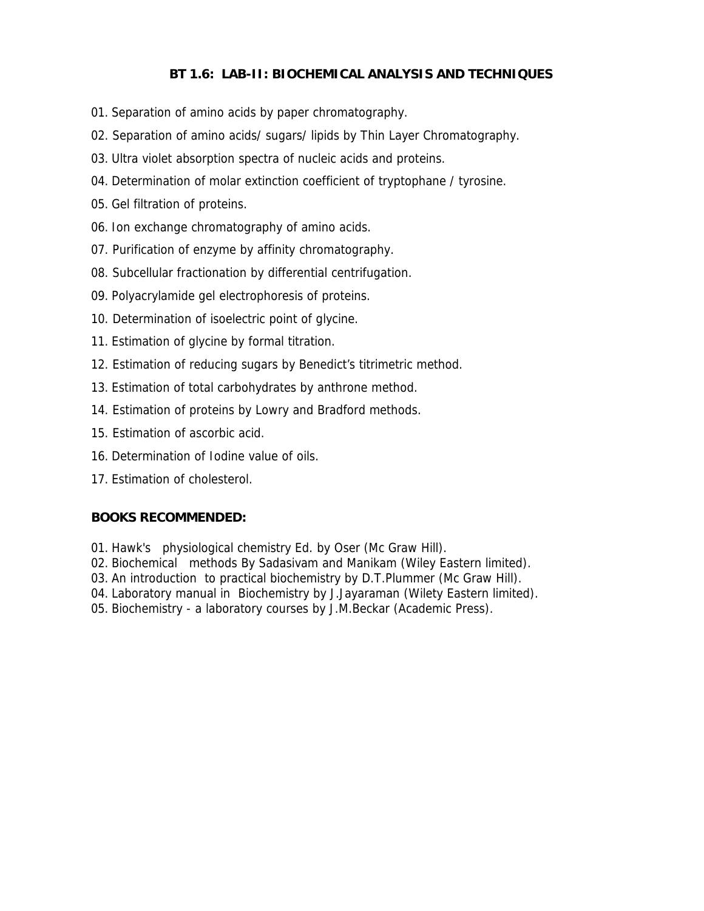## BT 1.6: LAB-II: BIOCHEMICAL ANALYSIS AND TECHNIQUES

01. Separation of amino acids by paper chromatography.
02. Separation of amino acids/ sugars/ lipids by Thin Layer Chromatography.
03. Ultra violet absorption spectra of nucleic acids and proteins.
04. Determination of molar extinction coefficient of tryptophane / tyrosine.
05. Gel filtration of proteins.
06. Ion exchange chromatography of amino acids.
07. Purification of enzyme by affinity chromatography.
08. Subcellular fractionation by differential centrifugation.
09. Polyacrylamide gel electrophoresis of proteins.
10. Determination of isoelectric point of glycine.
11. Estimation of glycine by formal titration.
12. Estimation of reducing sugars by Benedict's titrimetric method.
13. Estimation of total carbohydrates by anthrone method.
14. Estimation of proteins by Lowry and Bradford methods.
15. Estimation of ascorbic acid.
16. Determination of Iodine value of oils.
17. Estimation of cholesterol.

**BOOKS RECOMMENDED:**

01. Hawk's physiological chemistry Ed. by Oser (Mc Graw Hill).
02. Biochemical methods By Sadasivam and Manikam (Wiley Eastern limited).
03. An introduction to practical biochemistry by D.T.Plummer (Mc Graw Hill).
04. Laboratory manual in Biochemistry by J.Jayaraman (Wilety Eastern limited).
05. Biochemistry - a laboratory courses by J.M.Beckar (Academic Press).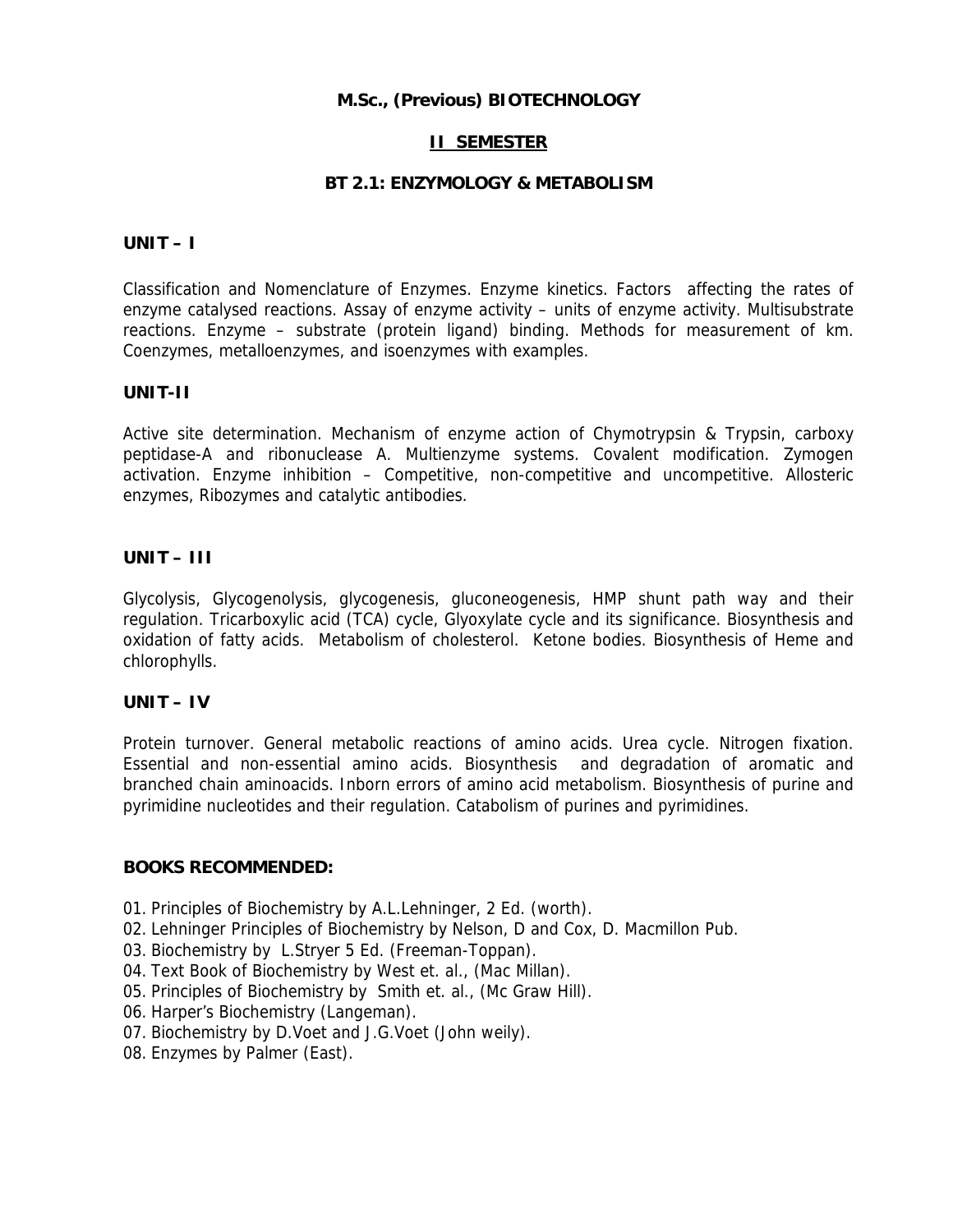**M.Sc., (Previous) BIOTECHNOLOGY**

**<u>II SEMESTER</u>**

**BT 2.1: ENZYMOLOGY & METABOLISM**

**UNIT – I**

Classification and Nomenclature of Enzymes. Enzyme kinetics. Factors affecting the rates of enzyme catalysed reactions. Assay of enzyme activity – units of enzyme activity. Multisubstrate reactions. Enzyme – substrate (protein ligand) binding. Methods for measurement of km. Coenzymes, metalloenzymes, and isoenzymes with examples.

**UNIT-II**

Active site determination. Mechanism of enzyme action of Chymotrypsin & Trypsin, carboxy peptidase-A and ribonuclease A. Multienzyme systems. Covalent modification. Zymogen activation. Enzyme inhibition – Competitive, non-competitive and uncompetitive. Allosteric enzymes, Ribozymes and catalytic antibodies.

**UNIT – III**

Glycolysis, Glycogenolysis, glycogenesis, gluconeogenesis, HMP shunt path way and their regulation. Tricarboxylic acid (TCA) cycle, Glyoxylate cycle and its significance. Biosynthesis and oxidation of fatty acids. Metabolism of cholesterol. Ketone bodies. Biosynthesis of Heme and chlorophylls.

**UNIT – IV**

Protein turnover. General metabolic reactions of amino acids. Urea cycle. Nitrogen fixation. Essential and non-essential amino acids. Biosynthesis and degradation of aromatic and branched chain aminoacids. Inborn errors of amino acid metabolism. Biosynthesis of purine and pyrimidine nucleotides and their regulation. Catabolism of purines and pyrimidines.

**BOOKS RECOMMENDED:**

01. Principles of Biochemistry by A.L.Lehninger, 2 Ed. (worth).
02. Lehninger Principles of Biochemistry by Nelson, D and Cox, D. Macmillon Pub.
03. Biochemistry by L.Stryer 5 Ed. (Freeman-Toppan).
04. Text Book of Biochemistry by West et. al., (Mac Millan).
05. Principles of Biochemistry by Smith et. al., (Mc Graw Hill).
06. Harper's Biochemistry (Langeman).
07. Biochemistry by D.Voet and J.G.Voet (John weily).
08. Enzymes by Palmer (East).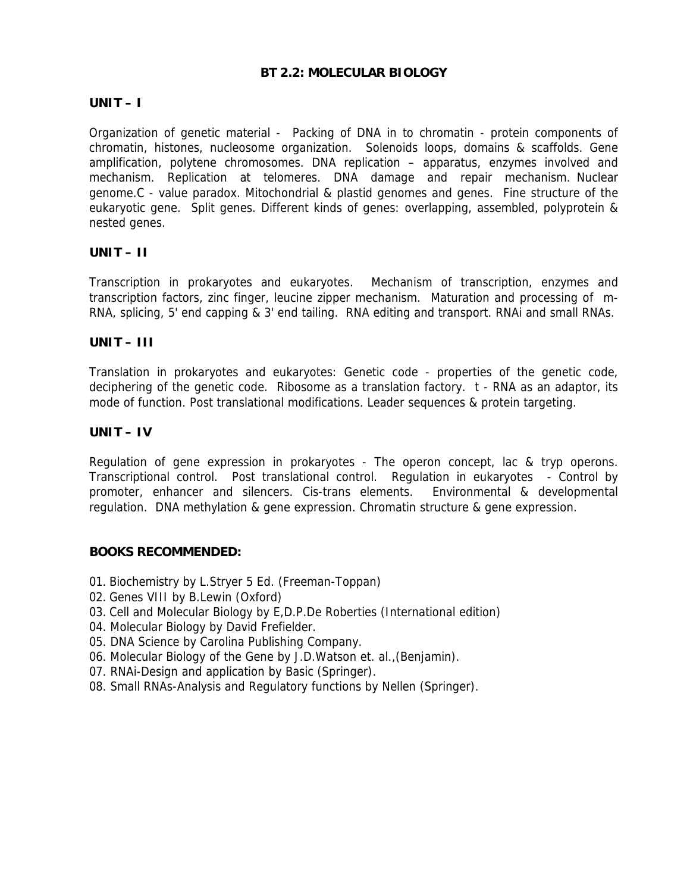# BT 2.2: MOLECULAR BIOLOGY

## UNIT – I

Organization of genetic material - Packing of DNA in to chromatin - protein components of chromatin, histones, nucleosome organization. Solenoids loops, domains & scaffolds. Gene amplification, polytene chromosomes. DNA replication – apparatus, enzymes involved and mechanism. Replication at telomeres. DNA damage and repair mechanism. Nuclear genome.C - value paradox. Mitochondrial & plastid genomes and genes. Fine structure of the eukaryotic gene. Split genes. Different kinds of genes: overlapping, assembled, polyprotein & nested genes.

## UNIT – II

Transcription in prokaryotes and eukaryotes. Mechanism of transcription, enzymes and transcription factors, zinc finger, leucine zipper mechanism. Maturation and processing of m-RNA, splicing, 5' end capping & 3' end tailing. RNA editing and transport. RNAi and small RNAs.

## UNIT – III

Translation in prokaryotes and eukaryotes: Genetic code - properties of the genetic code, deciphering of the genetic code. Ribosome as a translation factory. t - RNA as an adaptor, its mode of function. Post translational modifications. Leader sequences & protein targeting.

## UNIT – IV

Regulation of gene expression in prokaryotes - The operon concept, lac & tryp operons. Transcriptional control. Post translational control. Regulation in eukaryotes - Control by promoter, enhancer and silencers. Cis-trans elements. Environmental & developmental regulation. DNA methylation & gene expression. Chromatin structure & gene expression.

## BOOKS RECOMMENDED:

01. Biochemistry by L.Stryer 5 Ed. (Freeman-Toppan)
02. Genes VIII by B.Lewin (Oxford)
03. Cell and Molecular Biology by E,D.P.De Roberties (International edition)
04. Molecular Biology by David Frefielder.
05. DNA Science by Carolina Publishing Company.
06. Molecular Biology of the Gene by J.D.Watson et. al.,(Benjamin).
07. RNAi-Design and application by Basic (Springer).
08. Small RNAs-Analysis and Regulatory functions by Nellen (Springer).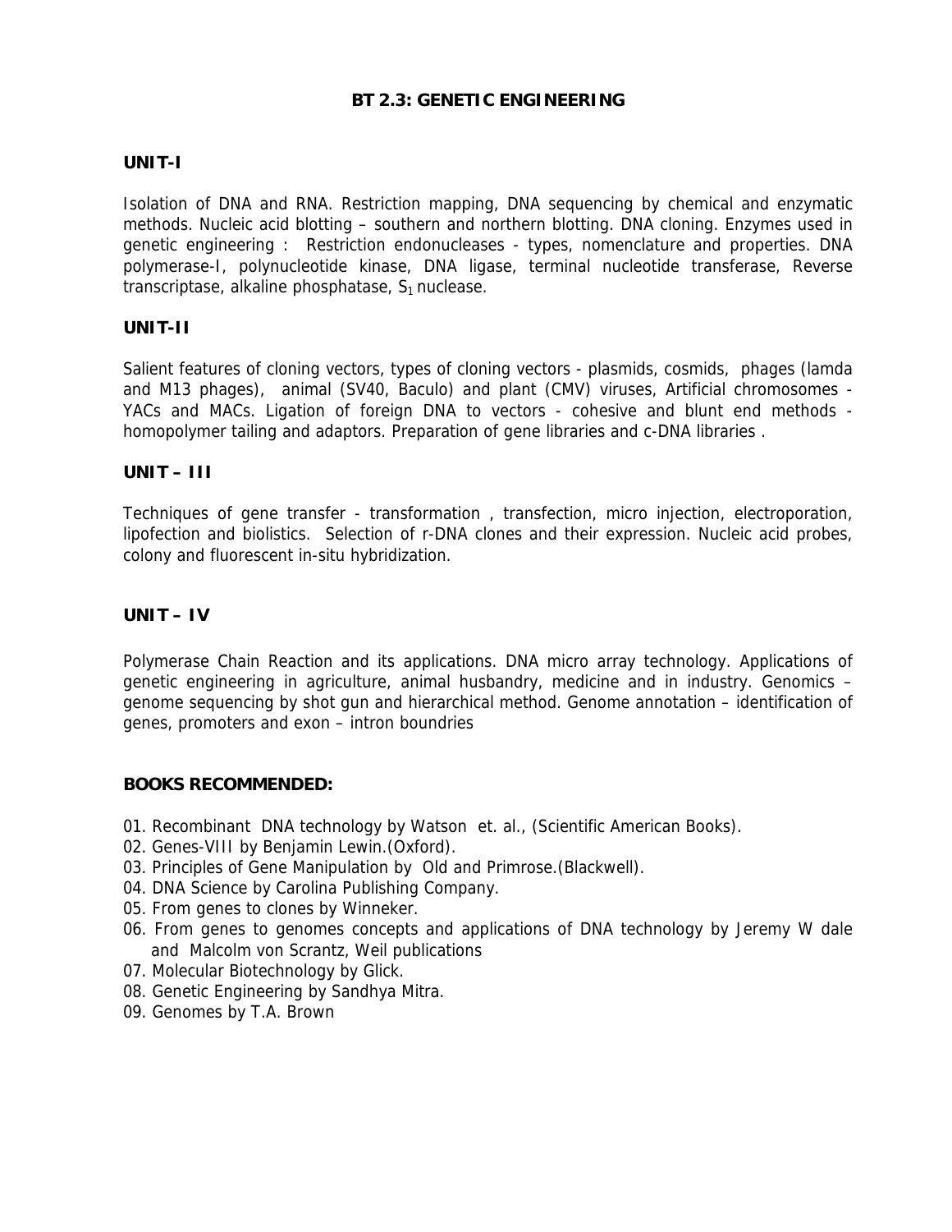# BT 2.3: GENETIC ENGINEERING

## UNIT-I

Isolation of DNA and RNA. Restriction mapping, DNA sequencing by chemical and enzymatic methods. Nucleic acid blotting – southern and northern blotting. DNA cloning. Enzymes used in genetic engineering : Restriction endonucleases - types, nomenclature and properties. DNA polymerase-I, polynucleotide kinase, DNA ligase, terminal nucleotide transferase, Reverse transcriptase, alkaline phosphatase, $S_1$ nuclease.

## UNIT-II

Salient features of cloning vectors, types of cloning vectors - plasmids, cosmids, phages (lamda and M13 phages), animal (SV40, Baculo) and plant (CMV) viruses, Artificial chromosomes - YACs and MACs. Ligation of foreign DNA to vectors - cohesive and blunt end methods - homopolymer tailing and adaptors. Preparation of gene libraries and c-DNA libraries .

## UNIT – III

Techniques of gene transfer - transformation , transfection, micro injection, electroporation, lipofection and biolistics. Selection of r-DNA clones and their expression. Nucleic acid probes, colony and fluorescent in-situ hybridization.

## UNIT – IV

Polymerase Chain Reaction and its applications. DNA micro array technology. Applications of genetic engineering in agriculture, animal husbandry, medicine and in industry. Genomics – genome sequencing by shot gun and hierarchical method. Genome annotation – identification of genes, promoters and exon – intron boundries

## BOOKS RECOMMENDED:

01. Recombinant DNA technology by Watson et. al., (Scientific American Books).
02. Genes-VIII by Benjamin Lewin.(Oxford).
03. Principles of Gene Manipulation by Old and Primrose.(Blackwell).
04. DNA Science by Carolina Publishing Company.
05. From genes to clones by Winneker.
06. From genes to genomes concepts and applications of DNA technology by Jeremy W dale and Malcolm von Scrantz, Weil publications
07. Molecular Biotechnology by Glick.
08. Genetic Engineering by Sandhya Mitra.
09. Genomes by T.A. Brown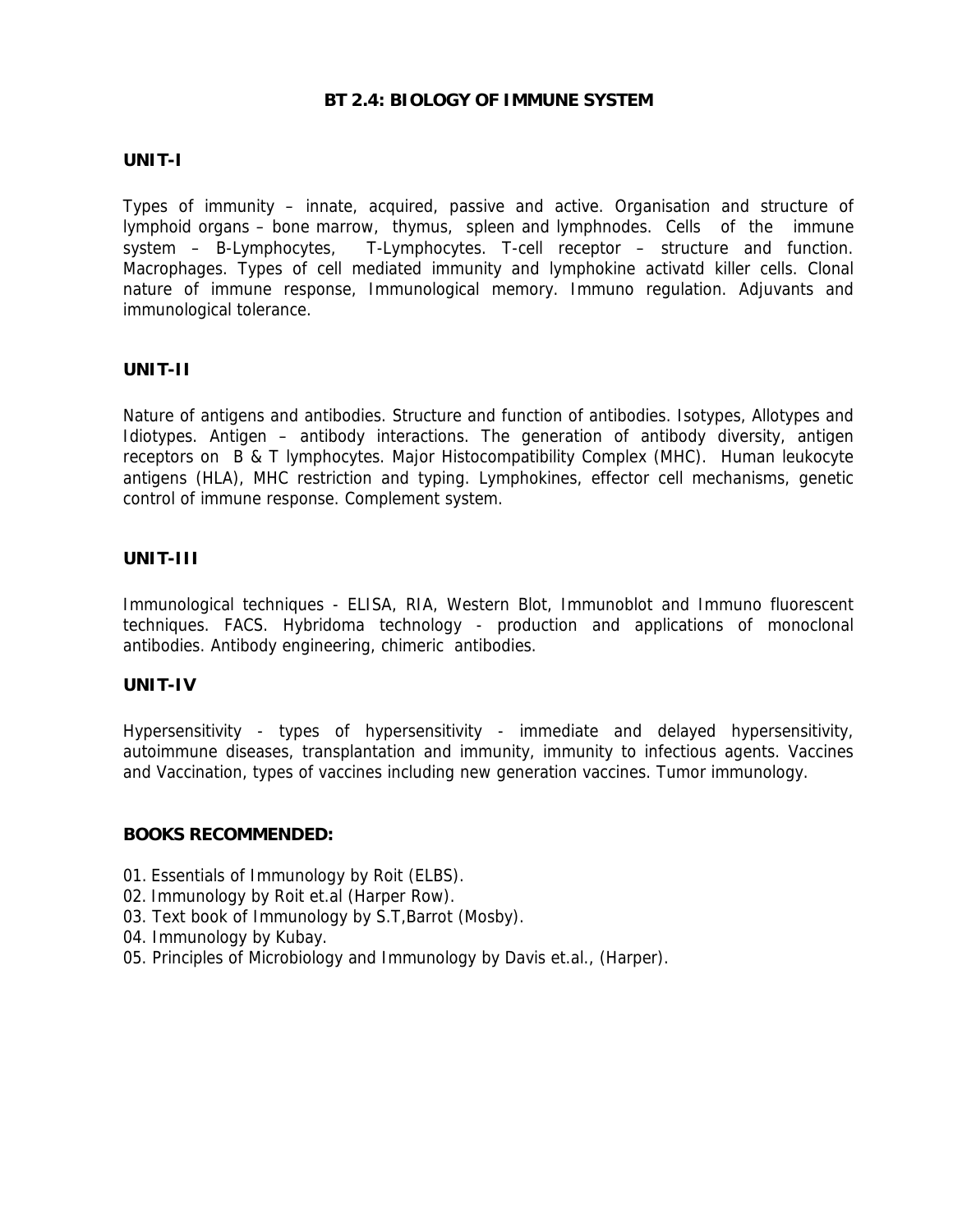## BT 2.4: BIOLOGY OF IMMUNE SYSTEM

### UNIT-I

Types of immunity – innate, acquired, passive and active. Organisation and structure of lymphoid organs – bone marrow, thymus, spleen and lymphnodes. Cells of the immune system – B-Lymphocytes, T-Lymphocytes. T-cell receptor – structure and function. Macrophages. Types of cell mediated immunity and lymphokine activatd killer cells. Clonal nature of immune response, Immunological memory. Immuno regulation. Adjuvants and immunological tolerance.

### UNIT-II

Nature of antigens and antibodies. Structure and function of antibodies. Isotypes, Allotypes and Idiotypes. Antigen – antibody interactions. The generation of antibody diversity, antigen receptors on B & T lymphocytes. Major Histocompatibility Complex (MHC). Human leukocyte antigens (HLA), MHC restriction and typing. Lymphokines, effector cell mechanisms, genetic control of immune response. Complement system.

### UNIT-III

Immunological techniques - ELISA, RIA, Western Blot, Immunoblot and Immuno fluorescent techniques. FACS. Hybridoma technology - production and applications of monoclonal antibodies. Antibody engineering, chimeric antibodies.

### UNIT-IV

Hypersensitivity - types of hypersensitivity - immediate and delayed hypersensitivity, autoimmune diseases, transplantation and immunity, immunity to infectious agents. Vaccines and Vaccination, types of vaccines including new generation vaccines. Tumor immunology.

### BOOKS RECOMMENDED:

01. Essentials of Immunology by Roit (ELBS).
02. Immunology by Roit et.al (Harper Row).
03. Text book of Immunology by S.T,Barrot (Mosby).
04. Immunology by Kubay.
05. Principles of Microbiology and Immunology by Davis et.al., (Harper).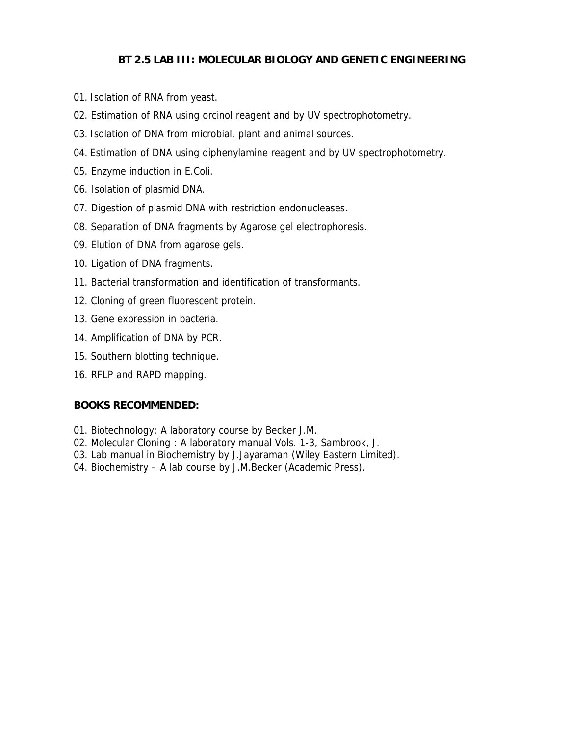## BT 2.5 LAB III: MOLECULAR BIOLOGY AND GENETIC ENGINEERING

01. Isolation of RNA from yeast.
02. Estimation of RNA using orcinol reagent and by UV spectrophotometry.
03. Isolation of DNA from microbial, plant and animal sources.
04. Estimation of DNA using diphenylamine reagent and by UV spectrophotometry.
05. Enzyme induction in E.Coli.
06. Isolation of plasmid DNA.
07. Digestion of plasmid DNA with restriction endonucleases.
08. Separation of DNA fragments by Agarose gel electrophoresis.
09. Elution of DNA from agarose gels.
10. Ligation of DNA fragments.
11. Bacterial transformation and identification of transformants.
12. Cloning of green fluorescent protein.
13. Gene expression in bacteria.
14. Amplification of DNA by PCR.
15. Southern blotting technique.
16. RFLP and RAPD mapping.

### BOOKS RECOMMENDED:

01. Biotechnology: A laboratory course by Becker J.M.
02. Molecular Cloning : A laboratory manual Vols. 1-3, Sambrook, J.
03. Lab manual in Biochemistry by J.Jayaraman (Wiley Eastern Limited).
04. Biochemistry – A lab course by J.M.Becker (Academic Press).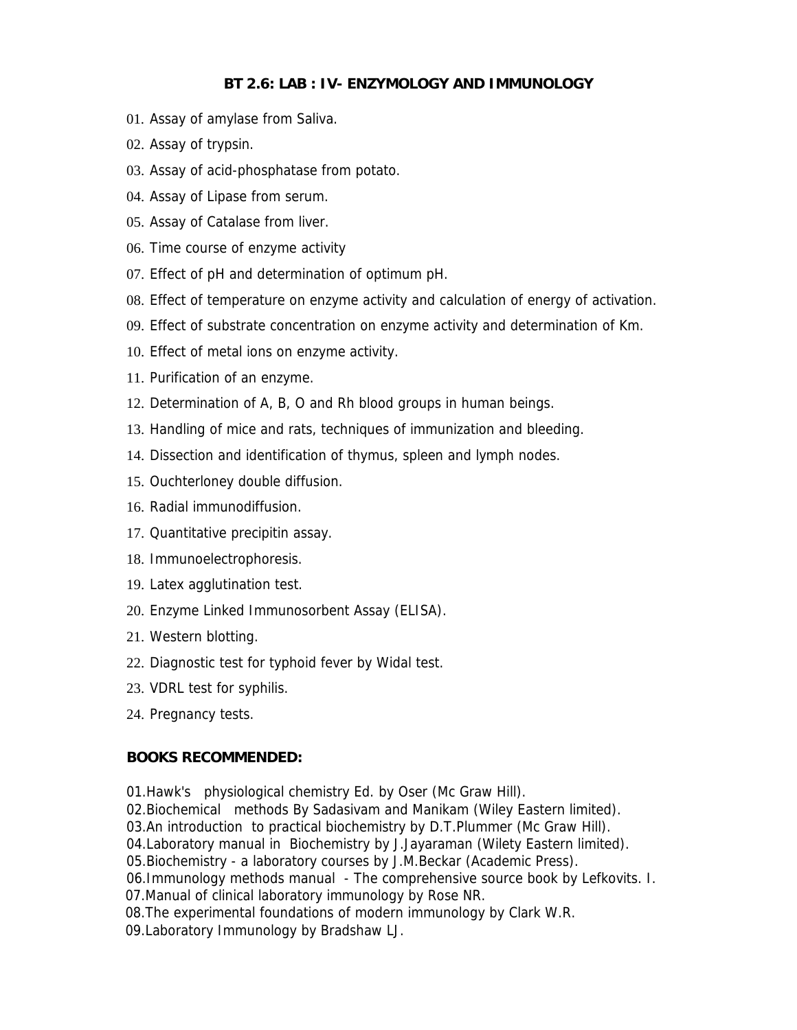## BT 2.6: LAB : IV- ENZYMOLOGY AND IMMUNOLOGY

01. Assay of amylase from Saliva.
02. Assay of trypsin.
03. Assay of acid-phosphatase from potato.
04. Assay of Lipase from serum.
05. Assay of Catalase from liver.
06. Time course of enzyme activity
07. Effect of pH and determination of optimum pH.
08. Effect of temperature on enzyme activity and calculation of energy of activation.
09. Effect of substrate concentration on enzyme activity and determination of Km.
10. Effect of metal ions on enzyme activity.
11. Purification of an enzyme.
12. Determination of A, B, O and Rh blood groups in human beings.
13. Handling of mice and rats, techniques of immunization and bleeding.
14. Dissection and identification of thymus, spleen and lymph nodes.
15. Ouchterloney double diffusion.
16. Radial immunodiffusion.
17. Quantitative precipitin assay.
18. Immunoelectrophoresis.
19. Latex agglutination test.
20. Enzyme Linked Immunosorbent Assay (ELISA).
21. Western blotting.
22. Diagnostic test for typhoid fever by Widal test.
23. VDRL test for syphilis.
24. Pregnancy tests.

### BOOKS RECOMMENDED:

01. Hawk's physiological chemistry Ed. by Oser (Mc Graw Hill).
02. Biochemical methods By Sadasivam and Manikam (Wiley Eastern limited).
03. An introduction to practical biochemistry by D.T.Plummer (Mc Graw Hill).
04. Laboratory manual in Biochemistry by J.Jayaraman (Wilety Eastern limited).
05. Biochemistry - a laboratory courses by J.M.Beckar (Academic Press).
06. Immunology methods manual - The comprehensive source book by Lefkovits. I.
07. Manual of clinical laboratory immunology by Rose NR.
08. The experimental foundations of modern immunology by Clark W.R.
09. Laboratory Immunology by Bradshaw LJ.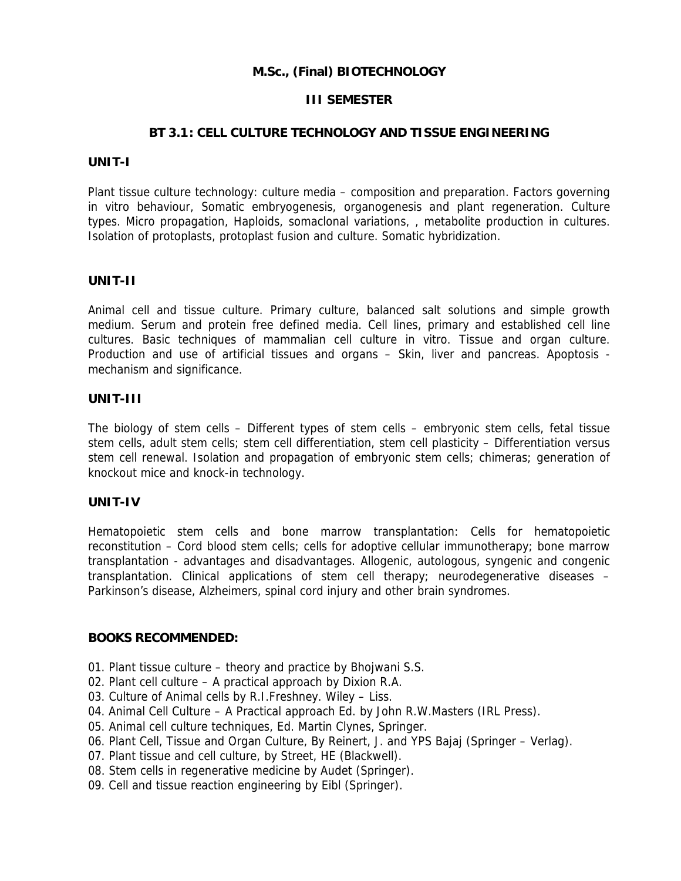# M.Sc., (Final) BIOTECHNOLOGY

## III SEMESTER

## BT 3.1: CELL CULTURE TECHNOLOGY AND TISSUE ENGINEERING

### UNIT-I

Plant tissue culture technology: culture media – composition and preparation. Factors governing in vitro behaviour, Somatic embryogenesis, organogenesis and plant regeneration. Culture types. Micro propagation, Haploids, somaclonal variations, , metabolite production in cultures. Isolation of protoplasts, protoplast fusion and culture. Somatic hybridization.

### UNIT-II

Animal cell and tissue culture. Primary culture, balanced salt solutions and simple growth medium. Serum and protein free defined media. Cell lines, primary and established cell line cultures. Basic techniques of mammalian cell culture in vitro. Tissue and organ culture. Production and use of artificial tissues and organs – Skin, liver and pancreas. Apoptosis - mechanism and significance.

### UNIT-III

The biology of stem cells – Different types of stem cells – embryonic stem cells, fetal tissue stem cells, adult stem cells; stem cell differentiation, stem cell plasticity – Differentiation versus stem cell renewal. Isolation and propagation of embryonic stem cells; chimeras; generation of knockout mice and knock-in technology.

### UNIT-IV

Hematopoietic stem cells and bone marrow transplantation: Cells for hematopoietic reconstitution – Cord blood stem cells; cells for adoptive cellular immunotherapy; bone marrow transplantation - advantages and disadvantages. Allogenic, autologous, syngenic and congenic transplantation. Clinical applications of stem cell therapy; neurodegenerative diseases – Parkinson's disease, Alzheimers, spinal cord injury and other brain syndromes.

### BOOKS RECOMMENDED:

01. Plant tissue culture – theory and practice by Bhojwani S.S.
02. Plant cell culture – A practical approach by Dixion R.A.
03. Culture of Animal cells by R.I.Freshney. Wiley – Liss.
04. Animal Cell Culture – A Practical approach Ed. by John R.W.Masters (IRL Press).
05. Animal cell culture techniques, Ed. Martin Clynes, Springer.
06. Plant Cell, Tissue and Organ Culture, By Reinert, J. and YPS Bajaj (Springer – Verlag).
07. Plant tissue and cell culture, by Street, HE (Blackwell).
08. Stem cells in regenerative medicine by Audet (Springer).
09. Cell and tissue reaction engineering by Eibl (Springer).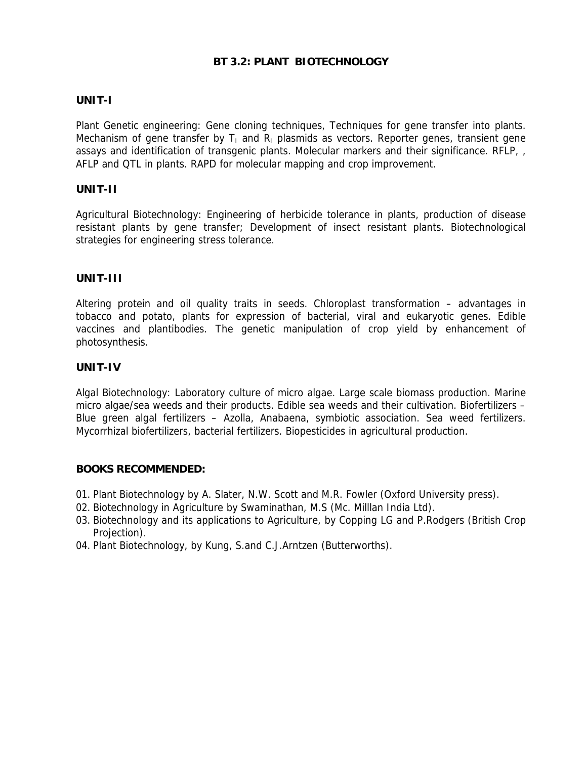# BT 3.2: PLANT BIOTECHNOLOGY

## UNIT-I

Plant Genetic engineering: Gene cloning techniques, Techniques for gene transfer into plants. Mechanism of gene transfer by $T_I$ and $R_I$ plasmids as vectors. Reporter genes, transient gene assays and identification of transgenic plants. Molecular markers and their significance. RFLP, , AFLP and QTL in plants. RAPD for molecular mapping and crop improvement.

## UNIT-II

Agricultural Biotechnology: Engineering of herbicide tolerance in plants, production of disease resistant plants by gene transfer; Development of insect resistant plants. Biotechnological strategies for engineering stress tolerance.

## UNIT-III

Altering protein and oil quality traits in seeds. Chloroplast transformation – advantages in tobacco and potato, plants for expression of bacterial, viral and eukaryotic genes. Edible vaccines and plantibodies. The genetic manipulation of crop yield by enhancement of photosynthesis.

## UNIT-IV

Algal Biotechnology: Laboratory culture of micro algae. Large scale biomass production. Marine micro algae/sea weeds and their products. Edible sea weeds and their cultivation. Biofertilizers – Blue green algal fertilizers – Azolla, Anabaena, symbiotic association. Sea weed fertilizers. Mycorrhizal biofertilizers, bacterial fertilizers. Biopesticides in agricultural production.

## BOOKS RECOMMENDED:

01. Plant Biotechnology by A. Slater, N.W. Scott and M.R. Fowler (Oxford University press).
02. Biotechnology in Agriculture by Swaminathan, M.S (Mc. Milllan India Ltd).
03. Biotechnology and its applications to Agriculture, by Copping LG and P.Rodgers (British Crop Projection).
04. Plant Biotechnology, by Kung, S.and C.J.Arntzen (Butterworths).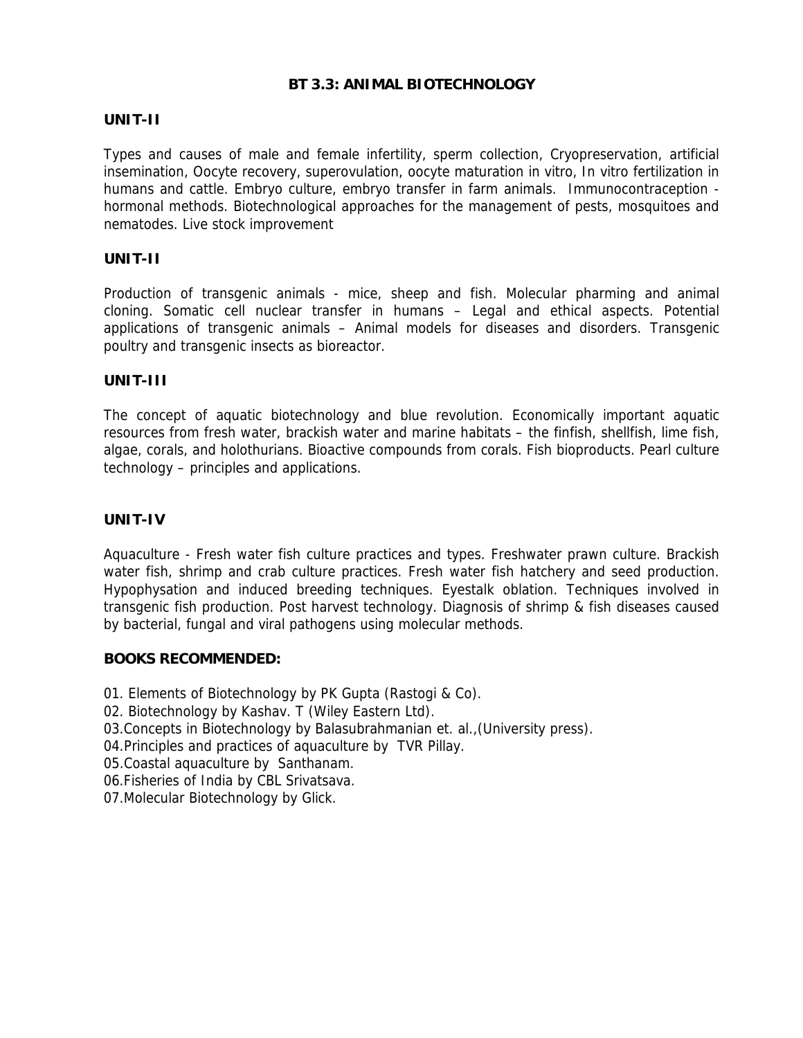## BT 3.3: ANIMAL BIOTECHNOLOGY

### UNIT-II

Types and causes of male and female infertility, sperm collection, Cryopreservation, artificial insemination, Oocyte recovery, superovulation, oocyte maturation in vitro, In vitro fertilization in humans and cattle. Embryo culture, embryo transfer in farm animals. Immunocontraception - hormonal methods. Biotechnological approaches for the management of pests, mosquitoes and nematodes. Live stock improvement

### UNIT-II

Production of transgenic animals - mice, sheep and fish. Molecular pharming and animal cloning. Somatic cell nuclear transfer in humans – Legal and ethical aspects. Potential applications of transgenic animals – Animal models for diseases and disorders. Transgenic poultry and transgenic insects as bioreactor.

### UNIT-III

The concept of aquatic biotechnology and blue revolution. Economically important aquatic resources from fresh water, brackish water and marine habitats – the finfish, shellfish, lime fish, algae, corals, and holothurians. Bioactive compounds from corals. Fish bioproducts. Pearl culture technology – principles and applications.

### UNIT-IV

Aquaculture - Fresh water fish culture practices and types. Freshwater prawn culture. Brackish water fish, shrimp and crab culture practices. Fresh water fish hatchery and seed production. Hypophysation and induced breeding techniques. Eyestalk oblation. Techniques involved in transgenic fish production. Post harvest technology. Diagnosis of shrimp & fish diseases caused by bacterial, fungal and viral pathogens using molecular methods.

### BOOKS RECOMMENDED:

01. Elements of Biotechnology by PK Gupta (Rastogi & Co).
02. Biotechnology by Kashav. T (Wiley Eastern Ltd).
03. Concepts in Biotechnology by Balasubrahmanian et. al.,(University press).
04. Principles and practices of aquaculture by TVR Pillay.
05. Coastal aquaculture by Santhanam.
06. Fisheries of India by CBL Srivatsava.
07. Molecular Biotechnology by Glick.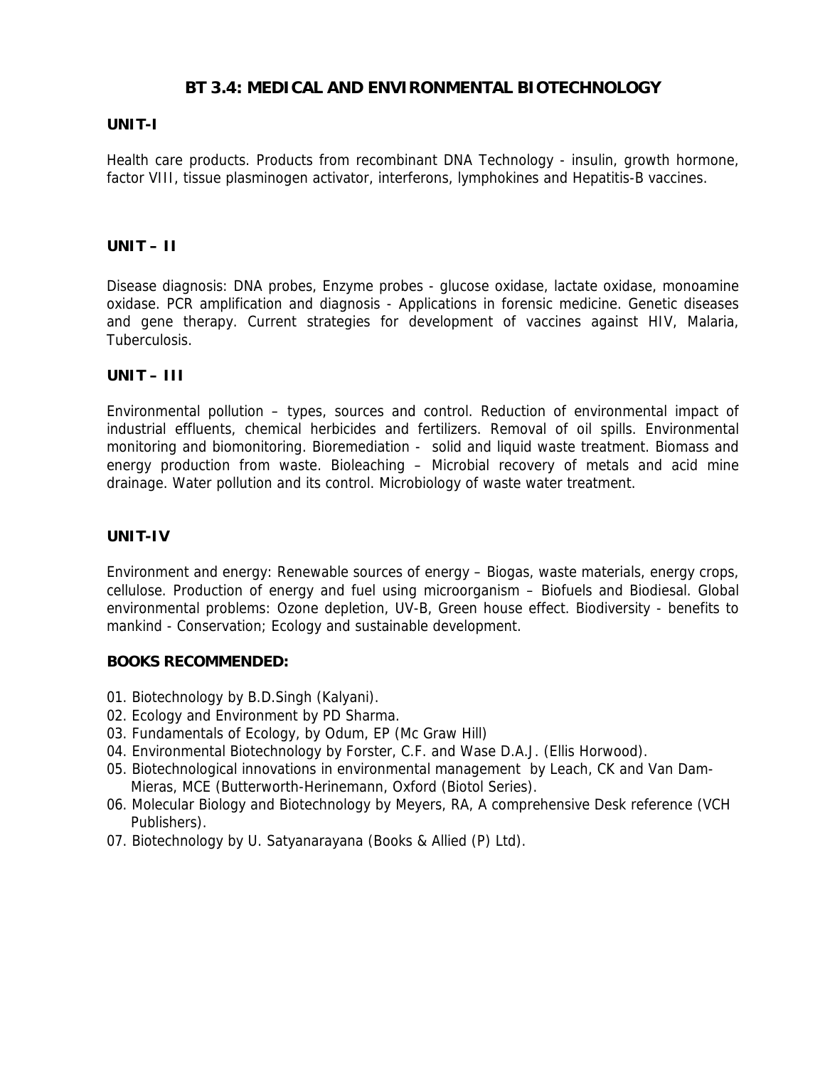# BT 3.4: MEDICAL AND ENVIRONMENTAL BIOTECHNOLOGY

## UNIT-I

Health care products. Products from recombinant DNA Technology - insulin, growth hormone, factor VIII, tissue plasminogen activator, interferons, lymphokines and Hepatitis-B vaccines.

## UNIT – II

Disease diagnosis: DNA probes, Enzyme probes - glucose oxidase, lactate oxidase, monoamine oxidase. PCR amplification and diagnosis - Applications in forensic medicine. Genetic diseases and gene therapy. Current strategies for development of vaccines against HIV, Malaria, Tuberculosis.

## UNIT – III

Environmental pollution – types, sources and control. Reduction of environmental impact of industrial effluents, chemical herbicides and fertilizers. Removal of oil spills. Environmental monitoring and biomonitoring. Bioremediation - solid and liquid waste treatment. Biomass and energy production from waste. Bioleaching – Microbial recovery of metals and acid mine drainage. Water pollution and its control. Microbiology of waste water treatment.

## UNIT-IV

Environment and energy: Renewable sources of energy – Biogas, waste materials, energy crops, cellulose. Production of energy and fuel using microorganism – Biofuels and Biodiesal. Global environmental problems: Ozone depletion, UV-B, Green house effect. Biodiversity - benefits to mankind - Conservation; Ecology and sustainable development.

## BOOKS RECOMMENDED:

01. Biotechnology by B.D.Singh (Kalyani).
02. Ecology and Environment by PD Sharma.
03. Fundamentals of Ecology, by Odum, EP (Mc Graw Hill)
04. Environmental Biotechnology by Forster, C.F. and Wase D.A.J. (Ellis Horwood).
05. Biotechnological innovations in environmental management by Leach, CK and Van Dam-Mieras, MCE (Butterworth-Herinemann, Oxford (Biotol Series).
06. Molecular Biology and Biotechnology by Meyers, RA, A comprehensive Desk reference (VCH Publishers).
07. Biotechnology by U. Satyanarayana (Books & Allied (P) Ltd).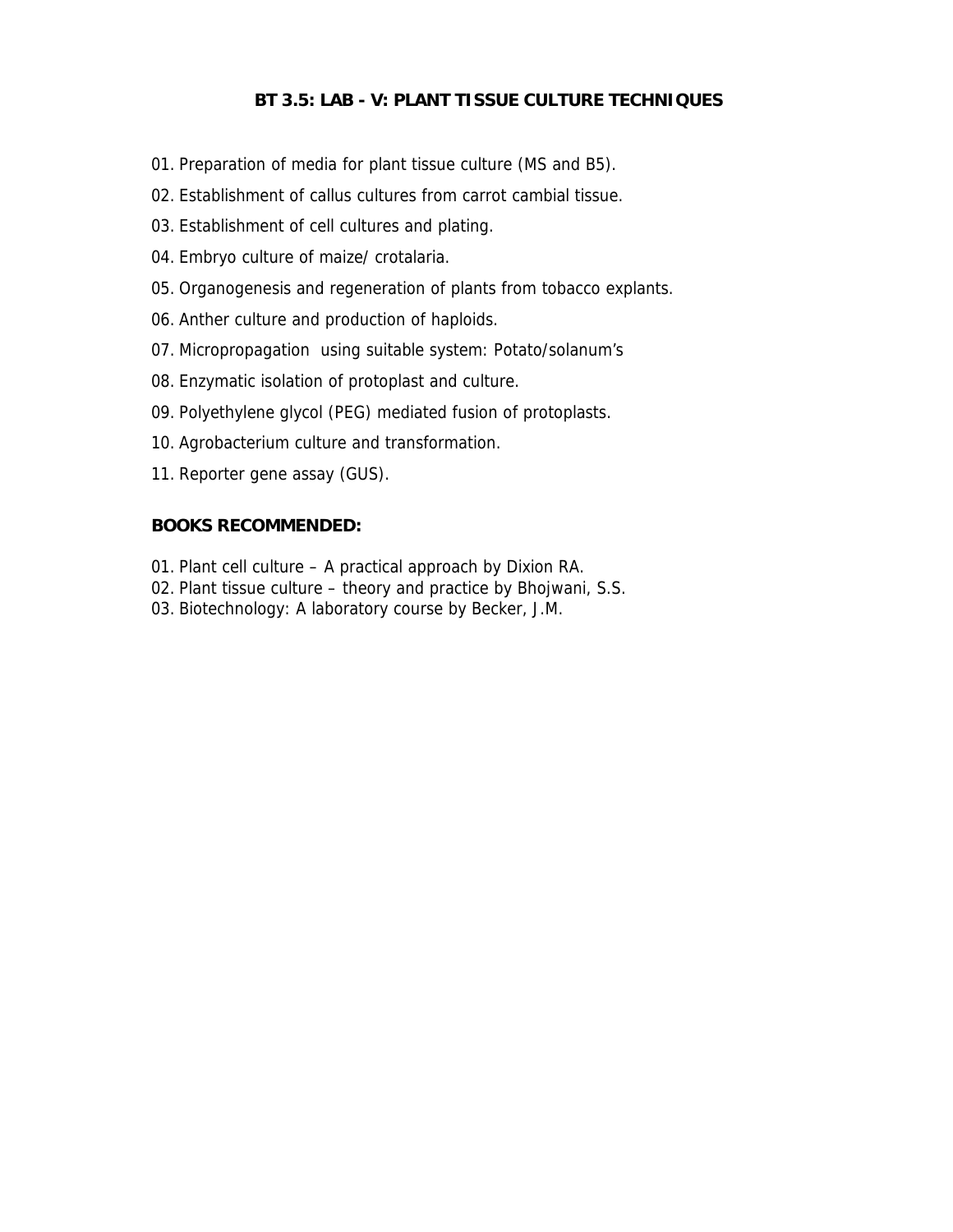## BT 3.5: LAB - V: PLANT TISSUE CULTURE TECHNIQUES

01. Preparation of media for plant tissue culture (MS and B5).
02. Establishment of callus cultures from carrot cambial tissue.
03. Establishment of cell cultures and plating.
04. Embryo culture of maize/ crotalaria.
05. Organogenesis and regeneration of plants from tobacco explants.
06. Anther culture and production of haploids.
07. Micropropagation using suitable system: Potato/solanum's
08. Enzymatic isolation of protoplast and culture.
09. Polyethylene glycol (PEG) mediated fusion of protoplasts.
10. Agrobacterium culture and transformation.
11. Reporter gene assay (GUS).

**BOOKS RECOMMENDED:**

01. Plant cell culture – A practical approach by Dixion RA.
02. Plant tissue culture – theory and practice by Bhojwani, S.S.
03. Biotechnology: A laboratory course by Becker, J.M.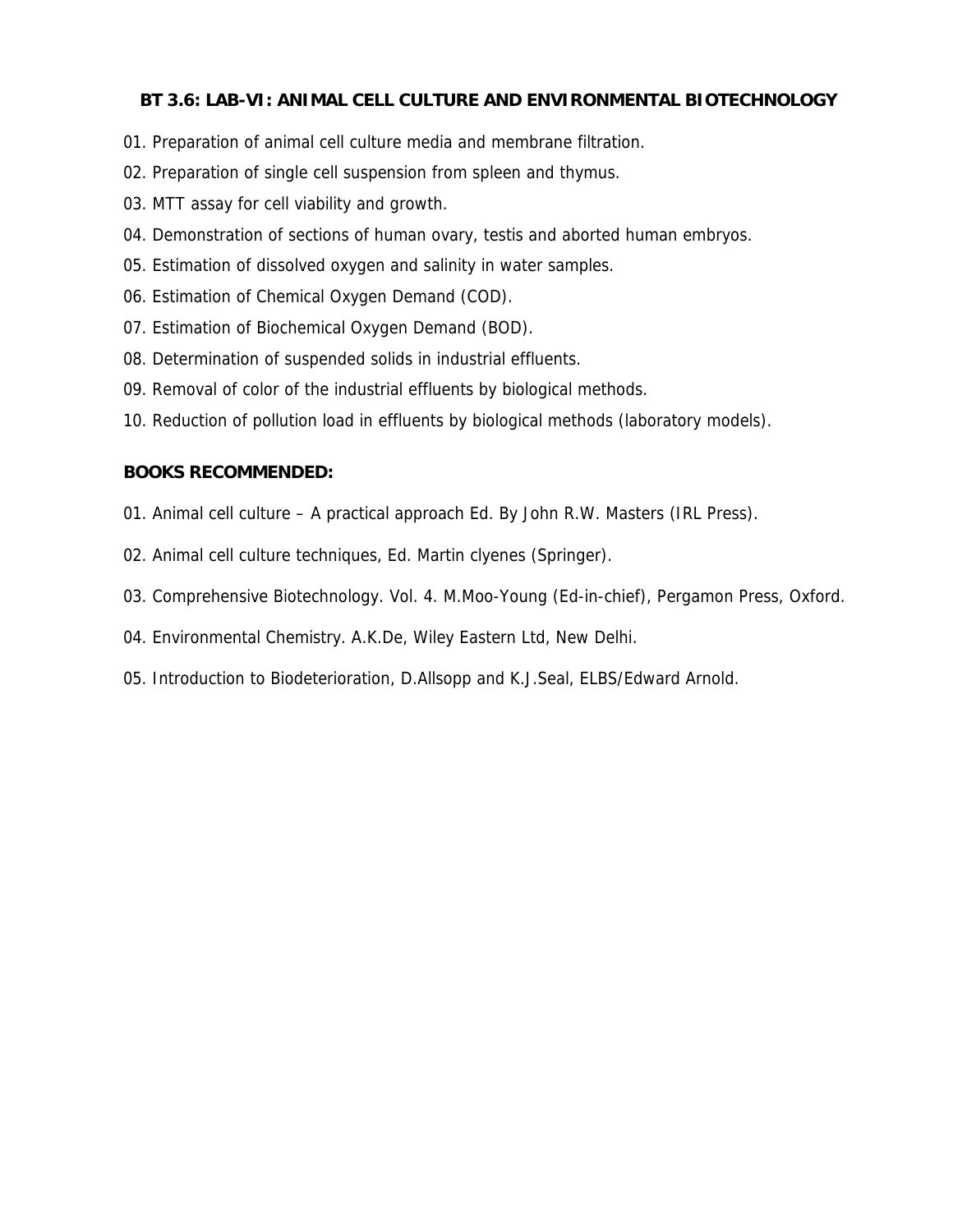### BT 3.6: LAB-VI: ANIMAL CELL CULTURE AND ENVIRONMENTAL BIOTECHNOLOGY

01. Preparation of animal cell culture media and membrane filtration.
02. Preparation of single cell suspension from spleen and thymus.
03. MTT assay for cell viability and growth.
04. Demonstration of sections of human ovary, testis and aborted human embryos.
05. Estimation of dissolved oxygen and salinity in water samples.
06. Estimation of Chemical Oxygen Demand (COD).
07. Estimation of Biochemical Oxygen Demand (BOD).
08. Determination of suspended solids in industrial effluents.
09. Removal of color of the industrial effluents by biological methods.
10. Reduction of pollution load in effluents by biological methods (laboratory models).

**BOOKS RECOMMENDED:**

01. Animal cell culture – A practical approach Ed. By John R.W. Masters (IRL Press).
02. Animal cell culture techniques, Ed. Martin clyenes (Springer).
03. Comprehensive Biotechnology. Vol. 4. M.Moo-Young (Ed-in-chief), Pergamon Press, Oxford.
04. Environmental Chemistry. A.K.De, Wiley Eastern Ltd, New Delhi.
05. Introduction to Biodeterioration, D.Allsopp and K.J.Seal, ELBS/Edward Arnold.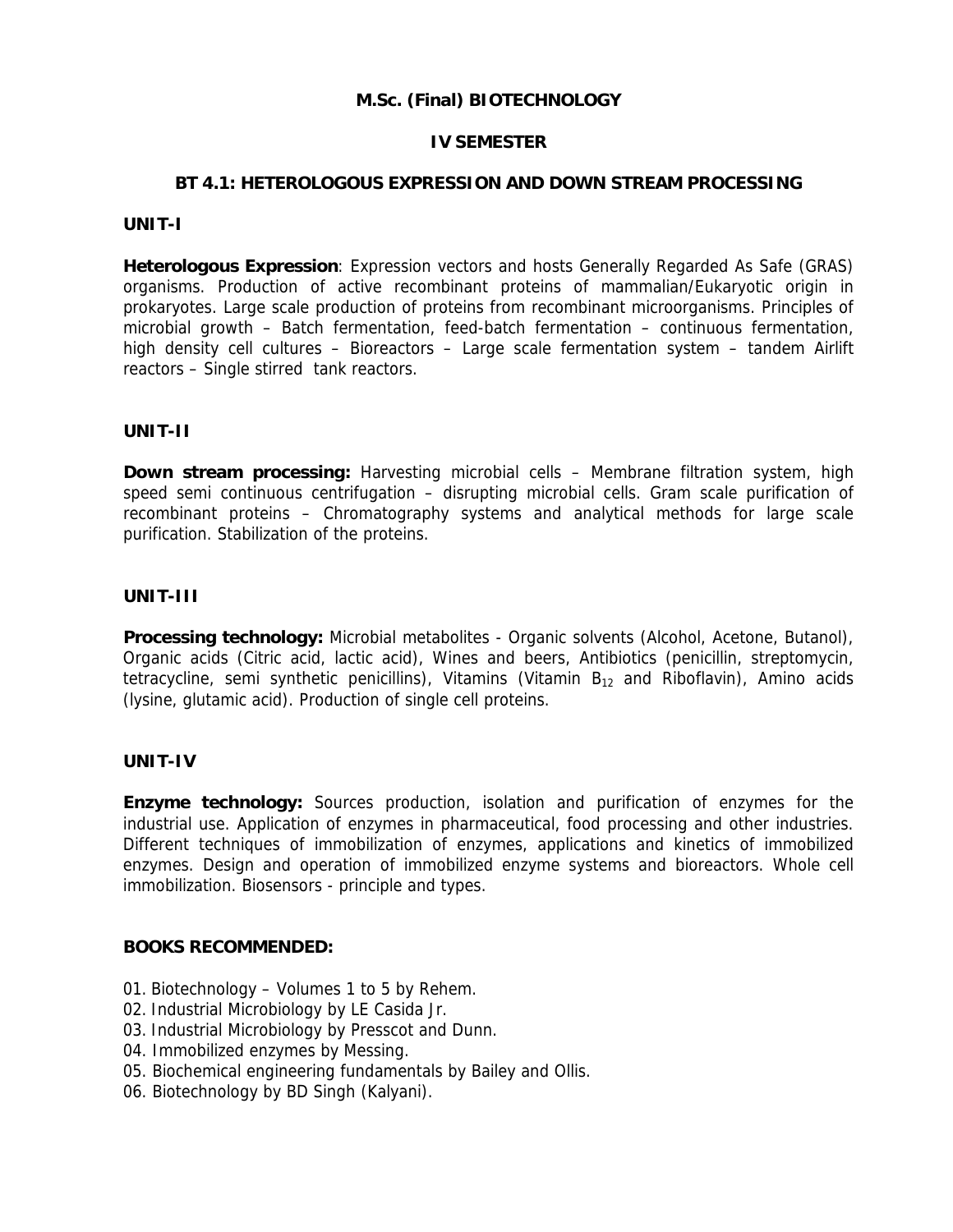# M.Sc. (Final) BIOTECHNOLOGY

## IV SEMESTER

### BT 4.1: HETEROLOGOUS EXPRESSION AND DOWN STREAM PROCESSING

**UNIT-I**

**Heterologous Expression**: Expression vectors and hosts Generally Regarded As Safe (GRAS) organisms. Production of active recombinant proteins of mammalian/Eukaryotic origin in prokaryotes. Large scale production of proteins from recombinant microorganisms. Principles of microbial growth – Batch fermentation, feed-batch fermentation – continuous fermentation, high density cell cultures – Bioreactors – Large scale fermentation system – tandem Airlift reactors – Single stirred tank reactors.

**UNIT-II**

**Down stream processing:** Harvesting microbial cells – Membrane filtration system, high speed semi continuous centrifugation – disrupting microbial cells. Gram scale purification of recombinant proteins – Chromatography systems and analytical methods for large scale purification. Stabilization of the proteins.

**UNIT-III**

**Processing technology:** Microbial metabolites - Organic solvents (Alcohol, Acetone, Butanol), Organic acids (Citric acid, lactic acid), Wines and beers, Antibiotics (penicillin, streptomycin, tetracycline, semi synthetic penicillins), Vitamins (Vitamin $B_{12}$ and Riboflavin), Amino acids (lysine, glutamic acid). Production of single cell proteins.

**UNIT-IV**

**Enzyme technology:** Sources production, isolation and purification of enzymes for the industrial use. Application of enzymes in pharmaceutical, food processing and other industries. Different techniques of immobilization of enzymes, applications and kinetics of immobilized enzymes. Design and operation of immobilized enzyme systems and bioreactors. Whole cell immobilization. Biosensors - principle and types.

**BOOKS RECOMMENDED:**

01. Biotechnology – Volumes 1 to 5 by Rehem.
02. Industrial Microbiology by LE Casida Jr.
03. Industrial Microbiology by Presscot and Dunn.
04. Immobilized enzymes by Messing.
05. Biochemical engineering fundamentals by Bailey and Ollis.
06. Biotechnology by BD Singh (Kalyani).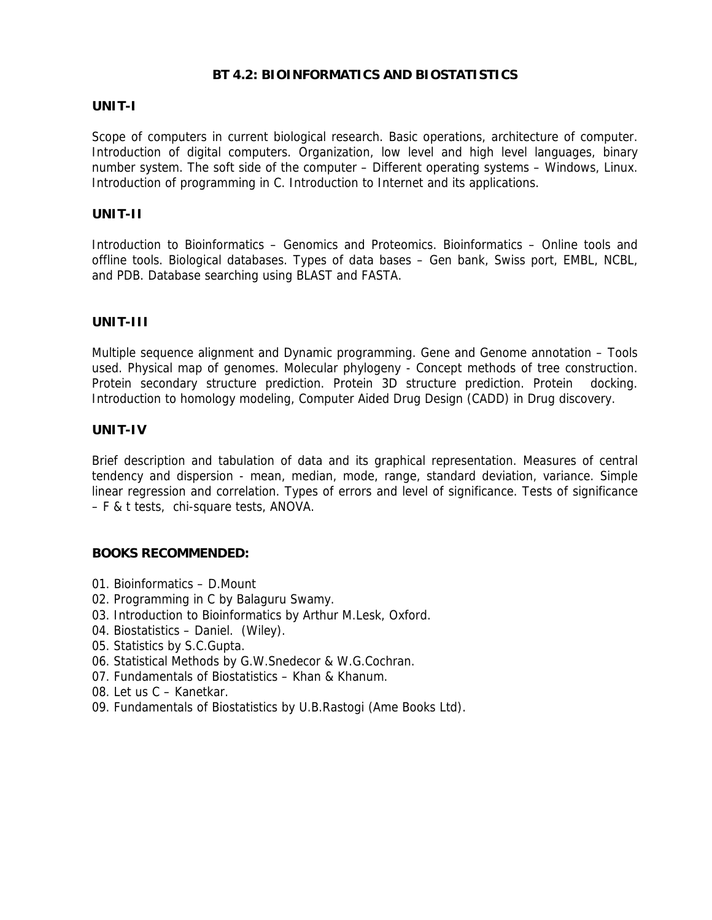# BT 4.2: BIOINFORMATICS AND BIOSTATISTICS

## UNIT-I

Scope of computers in current biological research. Basic operations, architecture of computer. Introduction of digital computers. Organization, low level and high level languages, binary number system. The soft side of the computer – Different operating systems – Windows, Linux. Introduction of programming in C. Introduction to Internet and its applications.

## UNIT-II

Introduction to Bioinformatics – Genomics and Proteomics. Bioinformatics – Online tools and offline tools. Biological databases. Types of data bases – Gen bank, Swiss port, EMBL, NCBL, and PDB. Database searching using BLAST and FASTA.

## UNIT-III

Multiple sequence alignment and Dynamic programming. Gene and Genome annotation – Tools used. Physical map of genomes. Molecular phylogeny - Concept methods of tree construction. Protein secondary structure prediction. Protein 3D structure prediction. Protein docking. Introduction to homology modeling, Computer Aided Drug Design (CADD) in Drug discovery.

## UNIT-IV

Brief description and tabulation of data and its graphical representation. Measures of central tendency and dispersion - mean, median, mode, range, standard deviation, variance. Simple linear regression and correlation. Types of errors and level of significance. Tests of significance – F & t tests, chi-square tests, ANOVA.

## BOOKS RECOMMENDED:

01. Bioinformatics – D.Mount
02. Programming in C by Balaguru Swamy.
03. Introduction to Bioinformatics by Arthur M.Lesk, Oxford.
04. Biostatistics – Daniel. (Wiley).
05. Statistics by S.C.Gupta.
06. Statistical Methods by G.W.Snedecor & W.G.Cochran.
07. Fundamentals of Biostatistics – Khan & Khanum.
08. Let us C – Kanetkar.
09. Fundamentals of Biostatistics by U.B.Rastogi (Ame Books Ltd).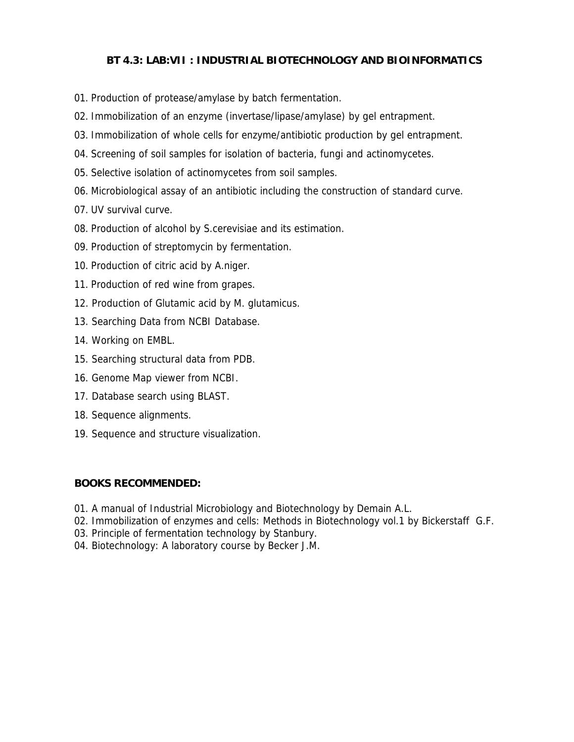## BT 4.3: LAB:VII : INDUSTRIAL BIOTECHNOLOGY AND BIOINFORMATICS

01. Production of protease/amylase by batch fermentation.
02. Immobilization of an enzyme (invertase/lipase/amylase) by gel entrapment.
03. Immobilization of whole cells for enzyme/antibiotic production by gel entrapment.
04. Screening of soil samples for isolation of bacteria, fungi and actinomycetes.
05. Selective isolation of actinomycetes from soil samples.
06. Microbiological assay of an antibiotic including the construction of standard curve.
07. UV survival curve.
08. Production of alcohol by S.cerevisiae and its estimation.
09. Production of streptomycin by fermentation.
10. Production of citric acid by A.niger.
11. Production of red wine from grapes.
12. Production of Glutamic acid by M. glutamicus.
13. Searching Data from NCBI Database.
14. Working on EMBL.
15. Searching structural data from PDB.
16. Genome Map viewer from NCBI.
17. Database search using BLAST.
18. Sequence alignments.
19. Sequence and structure visualization.

**BOOKS RECOMMENDED:**

01. A manual of Industrial Microbiology and Biotechnology by Demain A.L.
02. Immobilization of enzymes and cells: Methods in Biotechnology vol.1 by Bickerstaff G.F.
03. Principle of fermentation technology by Stanbury.
04. Biotechnology: A laboratory course by Becker J.M.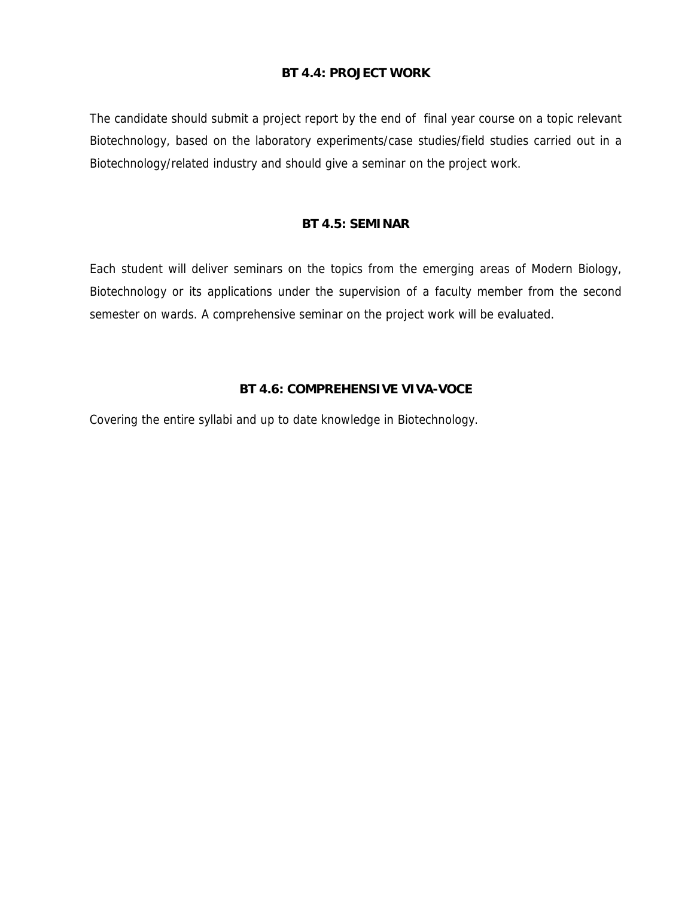## BT 4.4: PROJECT WORK

The candidate should submit a project report by the end of final year course on a topic relevant Biotechnology, based on the laboratory experiments/case studies/field studies carried out in a Biotechnology/related industry and should give a seminar on the project work.

## BT 4.5: SEMINAR

Each student will deliver seminars on the topics from the emerging areas of Modern Biology, Biotechnology or its applications under the supervision of a faculty member from the second semester on wards. A comprehensive seminar on the project work will be evaluated.

## BT 4.6: COMPREHENSIVE VIVA-VOCE

Covering the entire syllabi and up to date knowledge in Biotechnology.